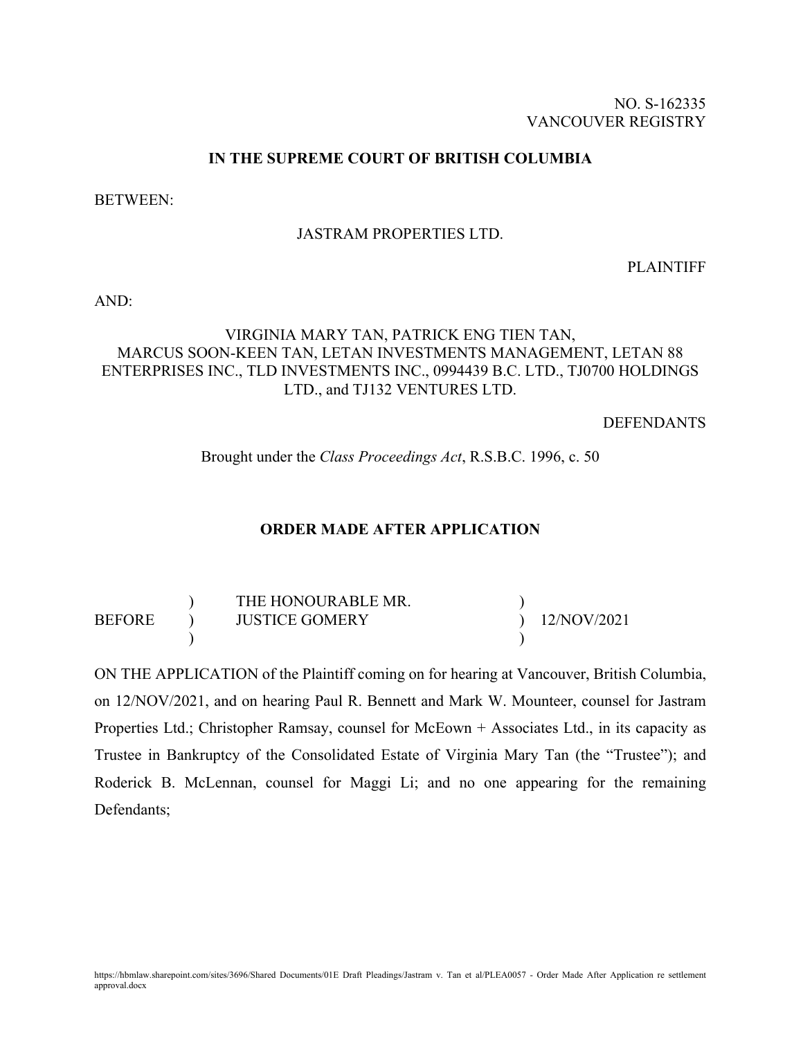NO. S-162335
VANCOUVER REGISTRY

**IN THE SUPREME COURT OF BRITISH COLUMBIA**

BETWEEN:

JASTRAM PROPERTIES LTD.

PLAINTIFF

AND:

VIRGINIA MARY TAN, PATRICK ENG TIEN TAN, MARCUS SOON-KEEN TAN, LETAN INVESTMENTS MANAGEMENT, LETAN 88 ENTERPRISES INC., TLD INVESTMENTS INC., 0994439 B.C. LTD., TJ0700 HOLDINGS LTD., and TJ132 VENTURES LTD.

DEFENDANTS

Brought under the *Class Proceedings Act*, R.S.B.C. 1996, c. 50

**ORDER MADE AFTER APPLICATION**

| | | | |
|---|---|---|---|
| BEFORE | ) | THE HONOURABLE MR. JUSTICE GOMERY | ) 12/NOV/2021 |

ON THE APPLICATION of the Plaintiff coming on for hearing at Vancouver, British Columbia, on 12/NOV/2021, and on hearing Paul R. Bennett and Mark W. Mounteer, counsel for Jastram Properties Ltd.; Christopher Ramsay, counsel for McEown + Associates Ltd., in its capacity as Trustee in Bankruptcy of the Consolidated Estate of Virginia Mary Tan (the "Trustee"); and Roderick B. McLennan, counsel for Maggi Li; and no one appearing for the remaining Defendants;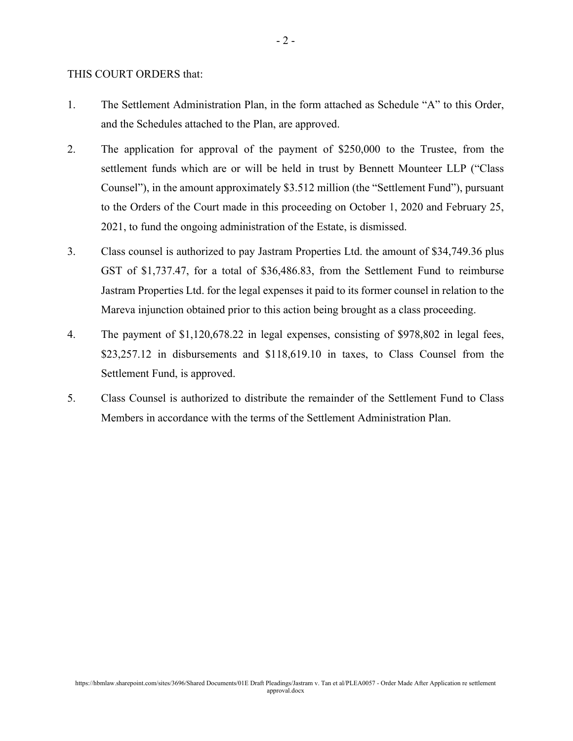THIS COURT ORDERS that:

1. The Settlement Administration Plan, in the form attached as Schedule "A" to this Order, and the Schedules attached to the Plan, are approved.

2. The application for approval of the payment of $250,000 to the Trustee, from the settlement funds which are or will be held in trust by Bennett Mounteer LLP ("Class Counsel"), in the amount approximately $3.512 million (the "Settlement Fund"), pursuant to the Orders of the Court made in this proceeding on October 1, 2020 and February 25, 2021, to fund the ongoing administration of the Estate, is dismissed.

3. Class counsel is authorized to pay Jastram Properties Ltd. the amount of $34,749.36 plus GST of $1,737.47, for a total of $36,486.83, from the Settlement Fund to reimburse Jastram Properties Ltd. for the legal expenses it paid to its former counsel in relation to the Mareva injunction obtained prior to this action being brought as a class proceeding.

4. The payment of $1,120,678.22 in legal expenses, consisting of $978,802 in legal fees, $23,257.12 in disbursements and $118,619.10 in taxes, to Class Counsel from the Settlement Fund, is approved.

5. Class Counsel is authorized to distribute the remainder of the Settlement Fund to Class Members in accordance with the terms of the Settlement Administration Plan.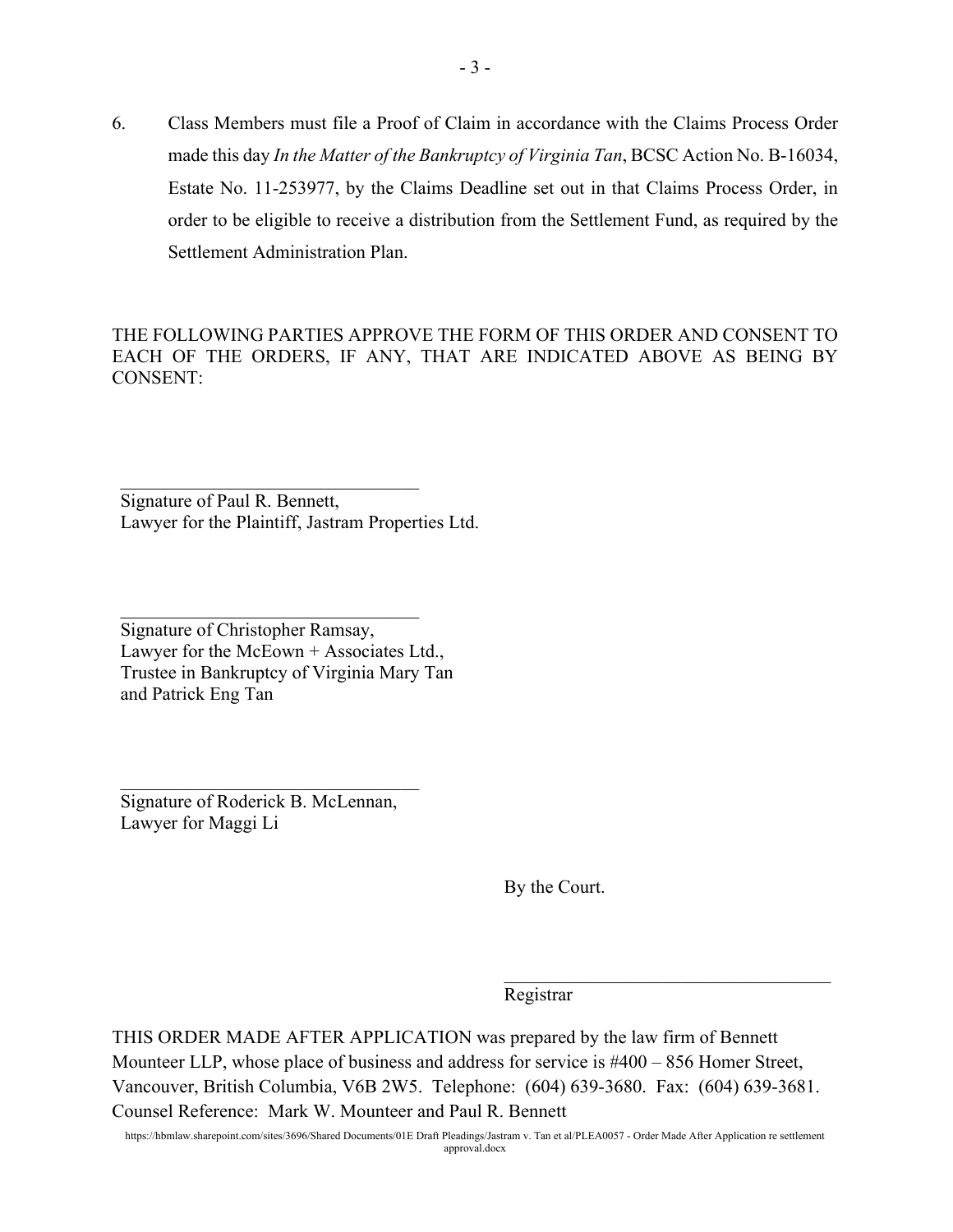6. Class Members must file a Proof of Claim in accordance with the Claims Process Order made this day *In the Matter of the Bankruptcy of Virginia Tan*, BCSC Action No. B-16034, Estate No. 11-253977, by the Claims Deadline set out in that Claims Process Order, in order to be eligible to receive a distribution from the Settlement Fund, as required by the Settlement Administration Plan.

THE FOLLOWING PARTIES APPROVE THE FORM OF THIS ORDER AND CONSENT TO EACH OF THE ORDERS, IF ANY, THAT ARE INDICATED ABOVE AS BEING BY CONSENT:

\_\_\_\_\_\_\_\_\_\_\_\_\_\_\_\_\_\_\_\_\_\_\_\_\_\_\_\_\_\_\_\_\_\_
Signature of Paul R. Bennett,
Lawyer for the Plaintiff, Jastram Properties Ltd.

\_\_\_\_\_\_\_\_\_\_\_\_\_\_\_\_\_\_\_\_\_\_\_\_\_\_\_\_\_\_\_\_\_\_
Signature of Christopher Ramsay,
Lawyer for the McEown + Associates Ltd.,
Trustee in Bankruptcy of Virginia Mary Tan
and Patrick Eng Tan

\_\_\_\_\_\_\_\_\_\_\_\_\_\_\_\_\_\_\_\_\_\_\_\_\_\_\_\_\_\_\_\_\_\_
Signature of Roderick B. McLennan,
Lawyer for Maggi Li

By the Court.

\_\_\_\_\_\_\_\_\_\_\_\_\_\_\_\_\_\_\_\_\_\_\_\_\_\_\_\_\_\_\_\_\_\_\_\_\_\_
Registrar

THIS ORDER MADE AFTER APPLICATION was prepared by the law firm of Bennett Mounteer LLP, whose place of business and address for service is #400 – 856 Homer Street, Vancouver, British Columbia, V6B 2W5. Telephone: (604) 639-3680. Fax: (604) 639-3681. Counsel Reference: Mark W. Mounteer and Paul R. Bennett

https://hbmlaw.sharepoint.com/sites/3696/Shared Documents/01E Draft Pleadings/Jastram v. Tan et al/PLEA0057 - Order Made After Application re settlement approval.docx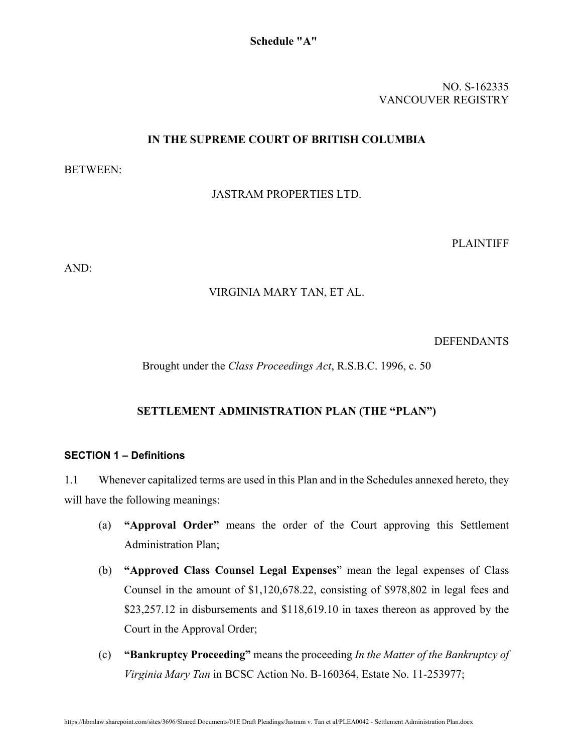**Schedule "A"**

NO. S-162335
VANCOUVER REGISTRY

**IN THE SUPREME COURT OF BRITISH COLUMBIA**

BETWEEN:

JASTRAM PROPERTIES LTD.

PLAINTIFF

AND:

VIRGINIA MARY TAN, ET AL.

DEFENDANTS

Brought under the *Class Proceedings Act*, R.S.B.C. 1996, c. 50

**SETTLEMENT ADMINISTRATION PLAN (THE "PLAN")**

**SECTION 1 – Definitions**

1.1 Whenever capitalized terms are used in this Plan and in the Schedules annexed hereto, they will have the following meanings:

(a) **"Approval Order"** means the order of the Court approving this Settlement Administration Plan;

(b) **"Approved Class Counsel Legal Expenses**" mean the legal expenses of Class Counsel in the amount of $1,120,678.22, consisting of $978,802 in legal fees and $23,257.12 in disbursements and $118,619.10 in taxes thereon as approved by the Court in the Approval Order;

(c) **"Bankruptcy Proceeding"** means the proceeding *In the Matter of the Bankruptcy of Virginia Mary Tan* in BCSC Action No. B-160364, Estate No. 11-253977;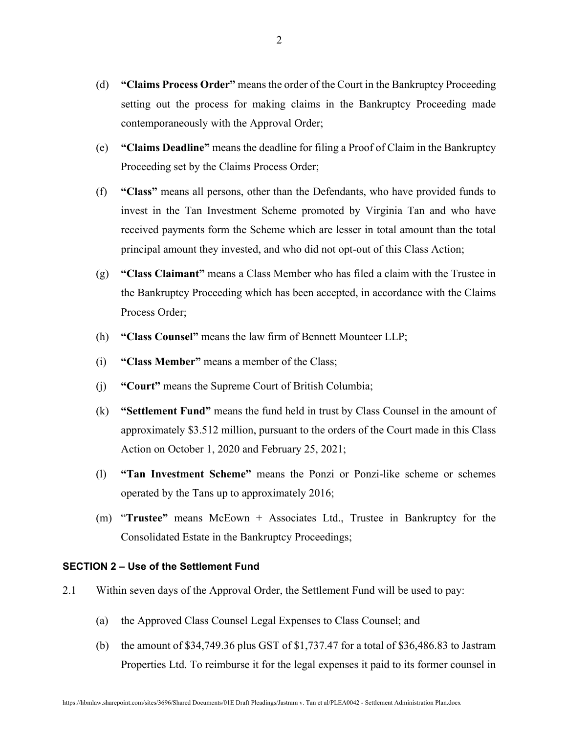(d) **"Claims Process Order"** means the order of the Court in the Bankruptcy Proceeding setting out the process for making claims in the Bankruptcy Proceeding made contemporaneously with the Approval Order;

(e) **"Claims Deadline"** means the deadline for filing a Proof of Claim in the Bankruptcy Proceeding set by the Claims Process Order;

(f) **"Class"** means all persons, other than the Defendants, who have provided funds to invest in the Tan Investment Scheme promoted by Virginia Tan and who have received payments form the Scheme which are lesser in total amount than the total principal amount they invested, and who did not opt-out of this Class Action;

(g) **"Class Claimant"** means a Class Member who has filed a claim with the Trustee in the Bankruptcy Proceeding which has been accepted, in accordance with the Claims Process Order;

(h) **"Class Counsel"** means the law firm of Bennett Mounteer LLP;

(i) **"Class Member"** means a member of the Class;

(j) **"Court"** means the Supreme Court of British Columbia;

(k) **"Settlement Fund"** means the fund held in trust by Class Counsel in the amount of approximately \$3.512 million, pursuant to the orders of the Court made in this Class Action on October 1, 2020 and February 25, 2021;

(l) **"Tan Investment Scheme"** means the Ponzi or Ponzi-like scheme or schemes operated by the Tans up to approximately 2016;

(m) "**Trustee"** means McEown + Associates Ltd., Trustee in Bankruptcy for the Consolidated Estate in the Bankruptcy Proceedings;

**SECTION 2 – Use of the Settlement Fund**

2.1 Within seven days of the Approval Order, the Settlement Fund will be used to pay:

(a) the Approved Class Counsel Legal Expenses to Class Counsel; and

(b) the amount of \$34,749.36 plus GST of \$1,737.47 for a total of \$36,486.83 to Jastram Properties Ltd. To reimburse it for the legal expenses it paid to its former counsel in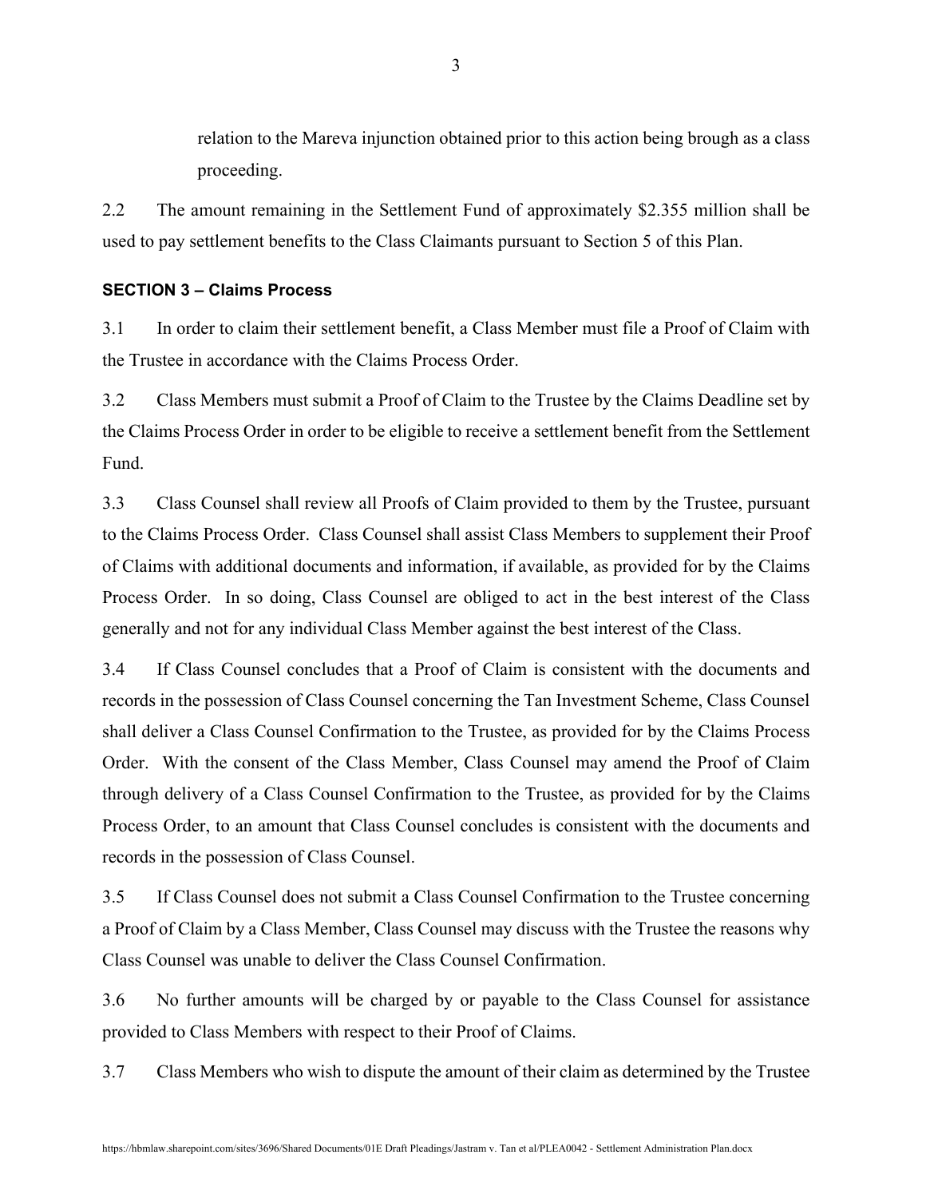relation to the Mareva injunction obtained prior to this action being brough as a class proceeding.

2.2 The amount remaining in the Settlement Fund of approximately $2.355 million shall be used to pay settlement benefits to the Class Claimants pursuant to Section 5 of this Plan.

**SECTION 3 – Claims Process**

3.1 In order to claim their settlement benefit, a Class Member must file a Proof of Claim with the Trustee in accordance with the Claims Process Order.

3.2 Class Members must submit a Proof of Claim to the Trustee by the Claims Deadline set by the Claims Process Order in order to be eligible to receive a settlement benefit from the Settlement Fund.

3.3 Class Counsel shall review all Proofs of Claim provided to them by the Trustee, pursuant to the Claims Process Order. Class Counsel shall assist Class Members to supplement their Proof of Claims with additional documents and information, if available, as provided for by the Claims Process Order. In so doing, Class Counsel are obliged to act in the best interest of the Class generally and not for any individual Class Member against the best interest of the Class.

3.4 If Class Counsel concludes that a Proof of Claim is consistent with the documents and records in the possession of Class Counsel concerning the Tan Investment Scheme, Class Counsel shall deliver a Class Counsel Confirmation to the Trustee, as provided for by the Claims Process Order. With the consent of the Class Member, Class Counsel may amend the Proof of Claim through delivery of a Class Counsel Confirmation to the Trustee, as provided for by the Claims Process Order, to an amount that Class Counsel concludes is consistent with the documents and records in the possession of Class Counsel.

3.5 If Class Counsel does not submit a Class Counsel Confirmation to the Trustee concerning a Proof of Claim by a Class Member, Class Counsel may discuss with the Trustee the reasons why Class Counsel was unable to deliver the Class Counsel Confirmation.

3.6 No further amounts will be charged by or payable to the Class Counsel for assistance provided to Class Members with respect to their Proof of Claims.

3.7 Class Members who wish to dispute the amount of their claim as determined by the Trustee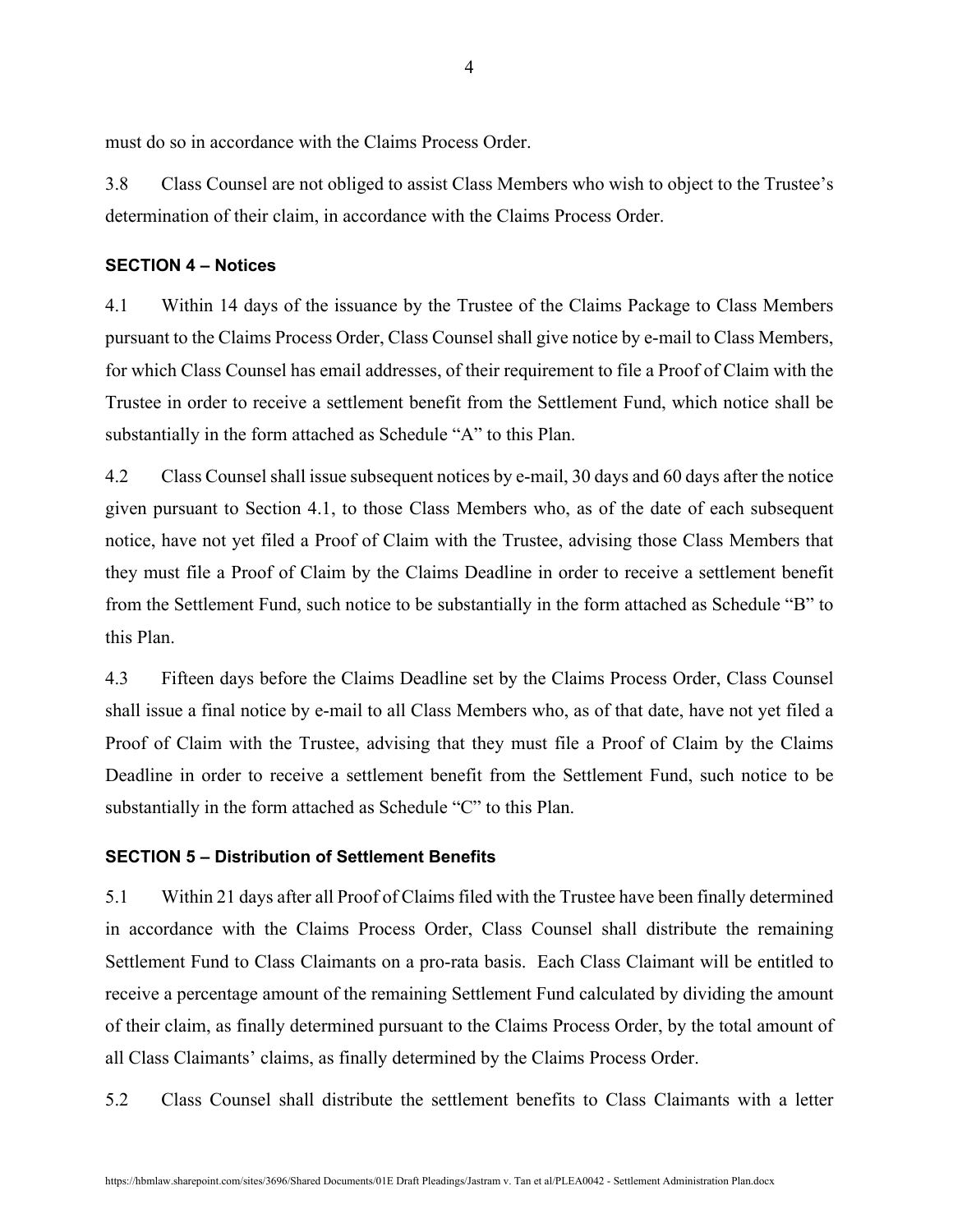must do so in accordance with the Claims Process Order.

3.8 Class Counsel are not obliged to assist Class Members who wish to object to the Trustee's determination of their claim, in accordance with the Claims Process Order.

**SECTION 4 – Notices**

4.1 Within 14 days of the issuance by the Trustee of the Claims Package to Class Members pursuant to the Claims Process Order, Class Counsel shall give notice by e-mail to Class Members, for which Class Counsel has email addresses, of their requirement to file a Proof of Claim with the Trustee in order to receive a settlement benefit from the Settlement Fund, which notice shall be substantially in the form attached as Schedule "A" to this Plan.

4.2 Class Counsel shall issue subsequent notices by e-mail, 30 days and 60 days after the notice given pursuant to Section 4.1, to those Class Members who, as of the date of each subsequent notice, have not yet filed a Proof of Claim with the Trustee, advising those Class Members that they must file a Proof of Claim by the Claims Deadline in order to receive a settlement benefit from the Settlement Fund, such notice to be substantially in the form attached as Schedule "B" to this Plan.

4.3 Fifteen days before the Claims Deadline set by the Claims Process Order, Class Counsel shall issue a final notice by e-mail to all Class Members who, as of that date, have not yet filed a Proof of Claim with the Trustee, advising that they must file a Proof of Claim by the Claims Deadline in order to receive a settlement benefit from the Settlement Fund, such notice to be substantially in the form attached as Schedule "C" to this Plan.

**SECTION 5 – Distribution of Settlement Benefits**

5.1 Within 21 days after all Proof of Claims filed with the Trustee have been finally determined in accordance with the Claims Process Order, Class Counsel shall distribute the remaining Settlement Fund to Class Claimants on a pro-rata basis. Each Class Claimant will be entitled to receive a percentage amount of the remaining Settlement Fund calculated by dividing the amount of their claim, as finally determined pursuant to the Claims Process Order, by the total amount of all Class Claimants' claims, as finally determined by the Claims Process Order.

5.2 Class Counsel shall distribute the settlement benefits to Class Claimants with a letter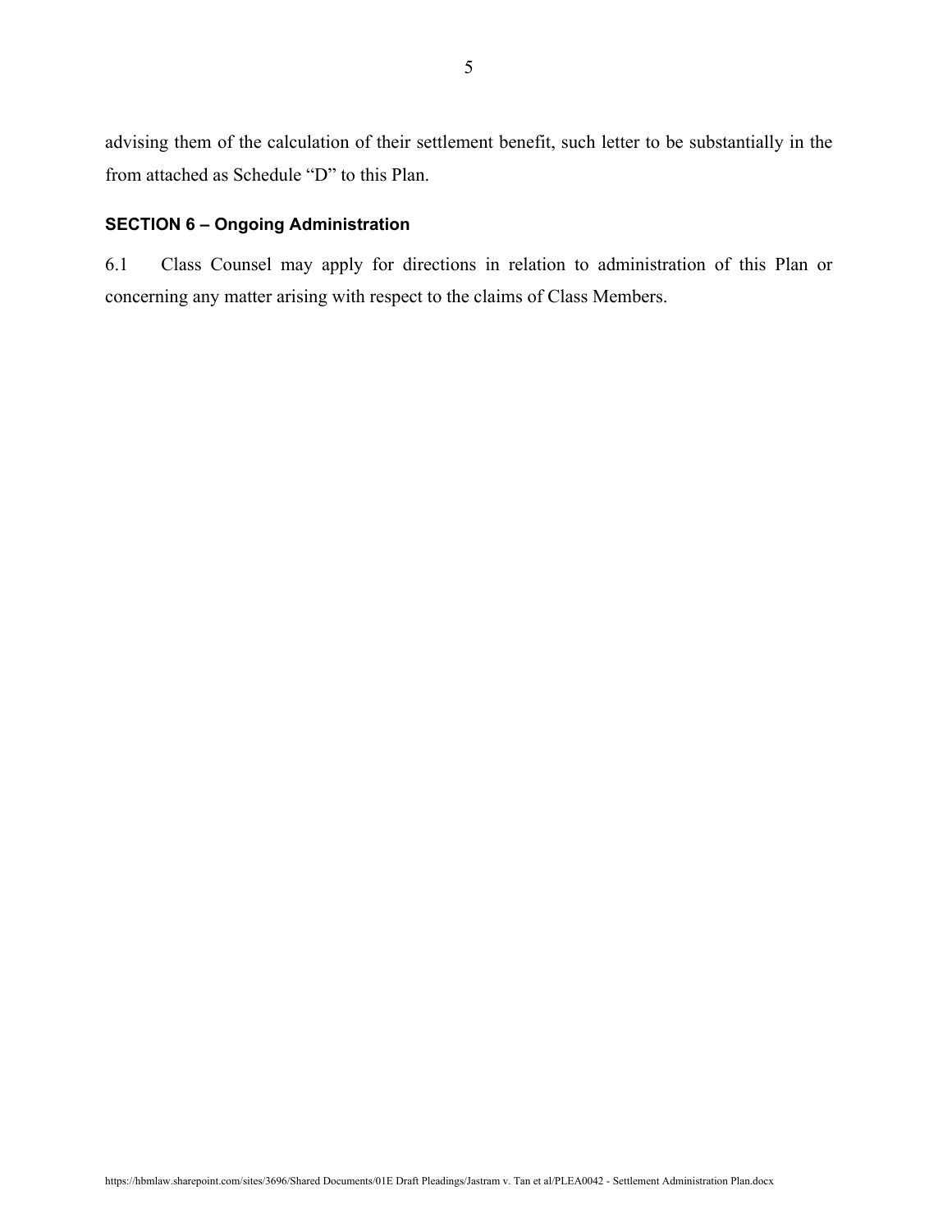advising them of the calculation of their settlement benefit, such letter to be substantially in the from attached as Schedule "D" to this Plan.

**SECTION 6 – Ongoing Administration**

6.1 Class Counsel may apply for directions in relation to administration of this Plan or concerning any matter arising with respect to the claims of Class Members.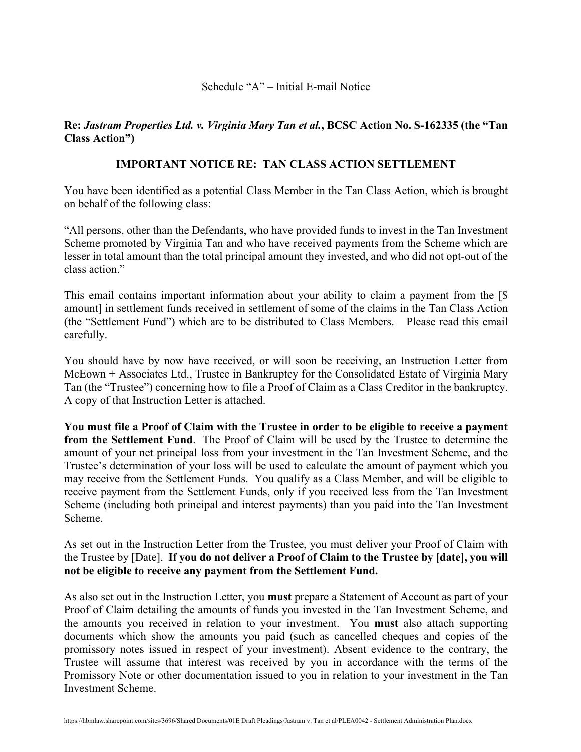Schedule "A" – Initial E-mail Notice

**Re: *Jastram Properties Ltd. v. Virginia Mary Tan et al.*, BCSC Action No. S-162335 (the "Tan Class Action")**

**IMPORTANT NOTICE RE: TAN CLASS ACTION SETTLEMENT**

You have been identified as a potential Class Member in the Tan Class Action, which is brought on behalf of the following class:

"All persons, other than the Defendants, who have provided funds to invest in the Tan Investment Scheme promoted by Virginia Tan and who have received payments from the Scheme which are lesser in total amount than the total principal amount they invested, and who did not opt-out of the class action."

This email contains important information about your ability to claim a payment from the [$ amount] in settlement funds received in settlement of some of the claims in the Tan Class Action (the "Settlement Fund") which are to be distributed to Class Members. Please read this email carefully.

You should have by now have received, or will soon be receiving, an Instruction Letter from McEown + Associates Ltd., Trustee in Bankruptcy for the Consolidated Estate of Virginia Mary Tan (the "Trustee") concerning how to file a Proof of Claim as a Class Creditor in the bankruptcy. A copy of that Instruction Letter is attached.

**You must file a Proof of Claim with the Trustee in order to be eligible to receive a payment from the Settlement Fund**. The Proof of Claim will be used by the Trustee to determine the amount of your net principal loss from your investment in the Tan Investment Scheme, and the Trustee's determination of your loss will be used to calculate the amount of payment which you may receive from the Settlement Funds. You qualify as a Class Member, and will be eligible to receive payment from the Settlement Funds, only if you received less from the Tan Investment Scheme (including both principal and interest payments) than you paid into the Tan Investment Scheme.

As set out in the Instruction Letter from the Trustee, you must deliver your Proof of Claim with the Trustee by [Date]. **If you do not deliver a Proof of Claim to the Trustee by [date], you will not be eligible to receive any payment from the Settlement Fund.**

As also set out in the Instruction Letter, you **must** prepare a Statement of Account as part of your Proof of Claim detailing the amounts of funds you invested in the Tan Investment Scheme, and the amounts you received in relation to your investment. You **must** also attach supporting documents which show the amounts you paid (such as cancelled cheques and copies of the promissory notes issued in respect of your investment). Absent evidence to the contrary, the Trustee will assume that interest was received by you in accordance with the terms of the Promissory Note or other documentation issued to you in relation to your investment in the Tan Investment Scheme.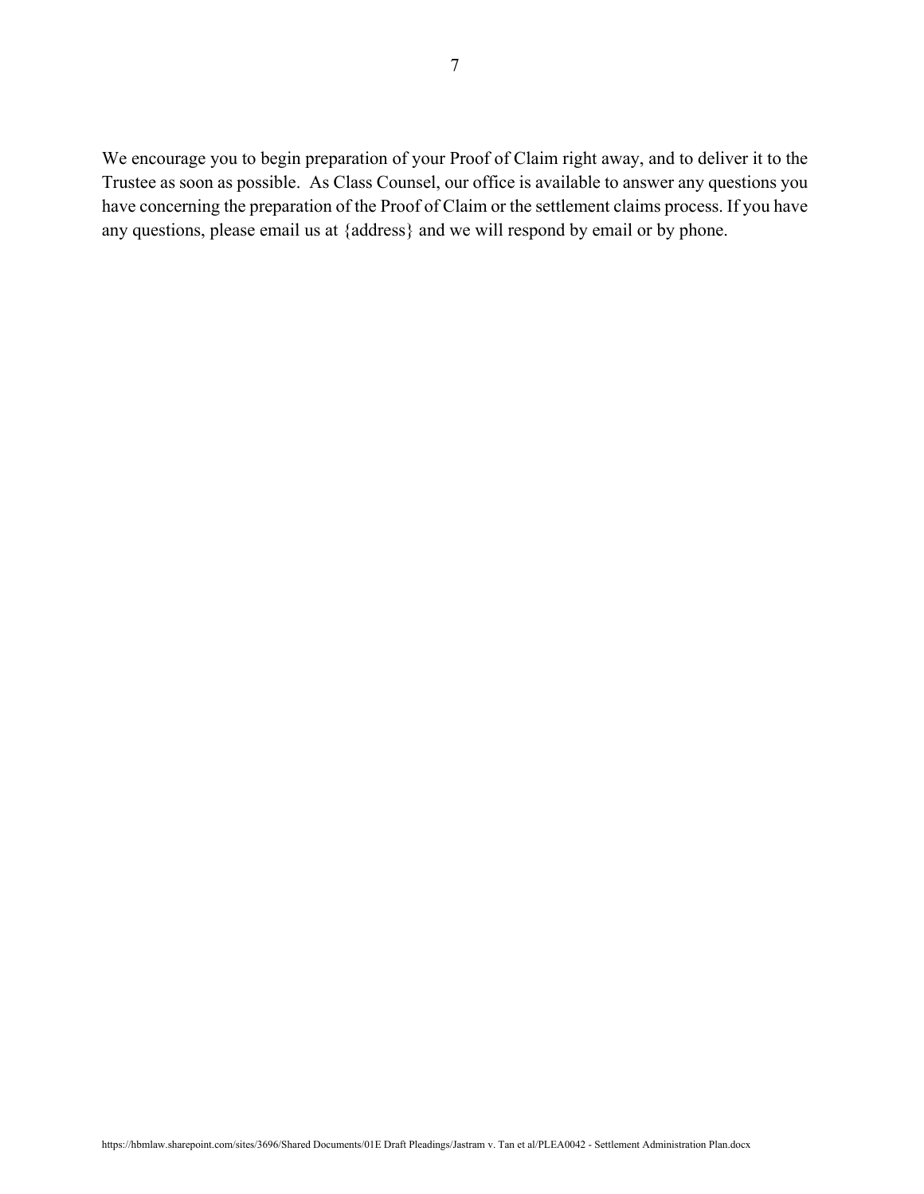We encourage you to begin preparation of your Proof of Claim right away, and to deliver it to the Trustee as soon as possible.  As Class Counsel, our office is available to answer any questions you have concerning the preparation of the Proof of Claim or the settlement claims process. If you have any questions, please email us at {address} and we will respond by email or by phone.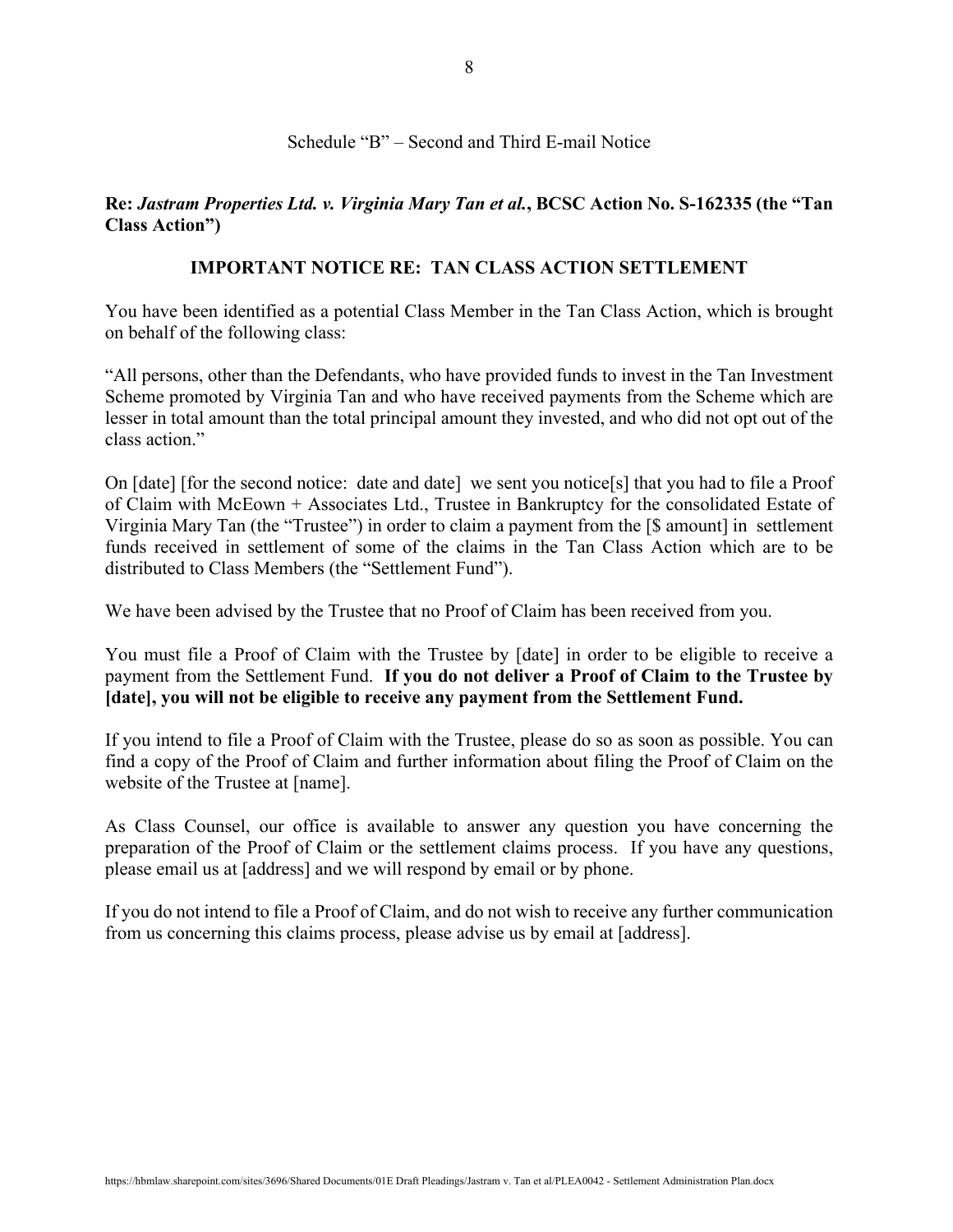Schedule "B" – Second and Third E-mail Notice

**Re: *Jastram Properties Ltd. v. Virginia Mary Tan et al.*, BCSC Action No. S-162335 (the "Tan Class Action")**

**IMPORTANT NOTICE RE: TAN CLASS ACTION SETTLEMENT**

You have been identified as a potential Class Member in the Tan Class Action, which is brought on behalf of the following class:

"All persons, other than the Defendants, who have provided funds to invest in the Tan Investment Scheme promoted by Virginia Tan and who have received payments from the Scheme which are lesser in total amount than the total principal amount they invested, and who did not opt out of the class action."

On [date] [for the second notice: date and date] we sent you notice[s] that you had to file a Proof of Claim with McEown + Associates Ltd., Trustee in Bankruptcy for the consolidated Estate of Virginia Mary Tan (the "Trustee") in order to claim a payment from the [$ amount] in settlement funds received in settlement of some of the claims in the Tan Class Action which are to be distributed to Class Members (the "Settlement Fund").

We have been advised by the Trustee that no Proof of Claim has been received from you.

You must file a Proof of Claim with the Trustee by [date] in order to be eligible to receive a payment from the Settlement Fund. **If you do not deliver a Proof of Claim to the Trustee by [date], you will not be eligible to receive any payment from the Settlement Fund.**

If you intend to file a Proof of Claim with the Trustee, please do so as soon as possible. You can find a copy of the Proof of Claim and further information about filing the Proof of Claim on the website of the Trustee at [name].

As Class Counsel, our office is available to answer any question you have concerning the preparation of the Proof of Claim or the settlement claims process. If you have any questions, please email us at [address] and we will respond by email or by phone.

If you do not intend to file a Proof of Claim, and do not wish to receive any further communication from us concerning this claims process, please advise us by email at [address].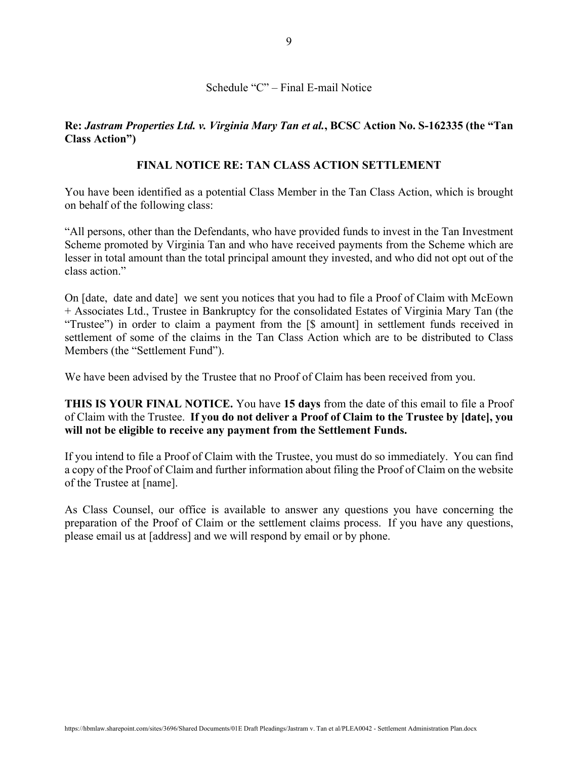Schedule "C" – Final E-mail Notice

**Re: *Jastram Properties Ltd. v. Virginia Mary Tan et al.*, BCSC Action No. S-162335 (the "Tan Class Action")**

**FINAL NOTICE RE: TAN CLASS ACTION SETTLEMENT**

You have been identified as a potential Class Member in the Tan Class Action, which is brought on behalf of the following class:

"All persons, other than the Defendants, who have provided funds to invest in the Tan Investment Scheme promoted by Virginia Tan and who have received payments from the Scheme which are lesser in total amount than the total principal amount they invested, and who did not opt out of the class action."

On [date, date and date] we sent you notices that you had to file a Proof of Claim with McEown + Associates Ltd., Trustee in Bankruptcy for the consolidated Estates of Virginia Mary Tan (the "Trustee") in order to claim a payment from the [$ amount] in settlement funds received in settlement of some of the claims in the Tan Class Action which are to be distributed to Class Members (the "Settlement Fund").

We have been advised by the Trustee that no Proof of Claim has been received from you.

**THIS IS YOUR FINAL NOTICE.** You have **15 days** from the date of this email to file a Proof of Claim with the Trustee. **If you do not deliver a Proof of Claim to the Trustee by [date], you will not be eligible to receive any payment from the Settlement Funds.**

If you intend to file a Proof of Claim with the Trustee, you must do so immediately. You can find a copy of the Proof of Claim and further information about filing the Proof of Claim on the website of the Trustee at [name].

As Class Counsel, our office is available to answer any questions you have concerning the preparation of the Proof of Claim or the settlement claims process. If you have any questions, please email us at [address] and we will respond by email or by phone.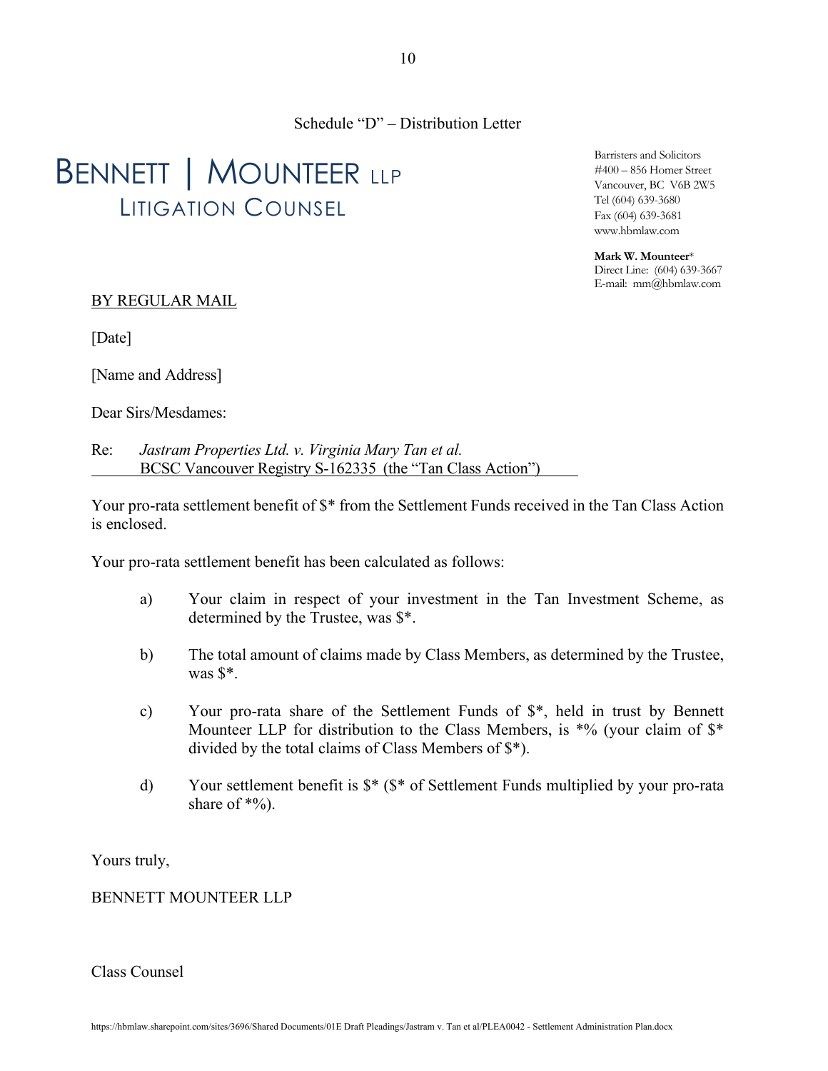Schedule "D" – Distribution Letter

BENNETT | MOUNTEER LLP
LITIGATION COUNSEL

Barristers and Solicitors
#400 – 856 Homer Street
Vancouver, BC V6B 2W5
Tel (604) 639-3680
Fax (604) 639-3681
www.hbmlaw.com

**Mark W. Mounteer***
Direct Line: (604) 639-3667
E-mail: mm@hbmlaw.com

<u>BY REGULAR MAIL</u>

[Date]

[Name and Address]

Dear Sirs/Mesdames:

Re: *Jastram Properties Ltd. v. Virginia Mary Tan et al.*
<u>BCSC Vancouver Registry S-162335 (the "Tan Class Action")</u>

Your pro-rata settlement benefit of $* from the Settlement Funds received in the Tan Class Action is enclosed.

Your pro-rata settlement benefit has been calculated as follows:

a) Your claim in respect of your investment in the Tan Investment Scheme, as determined by the Trustee, was $*.

b) The total amount of claims made by Class Members, as determined by the Trustee, was $*.

c) Your pro-rata share of the Settlement Funds of $*, held in trust by Bennett Mounteer LLP for distribution to the Class Members, is *% (your claim of $* divided by the total claims of Class Members of $*).

d) Your settlement benefit is $* ($* of Settlement Funds multiplied by your pro-rata share of *%).

Yours truly,

BENNETT MOUNTEER LLP

Class Counsel

https://hbmlaw.sharepoint.com/sites/3696/Shared Documents/01E Draft Pleadings/Jastram v. Tan et al/PLEA0042 - Settlement Administration Plan.docx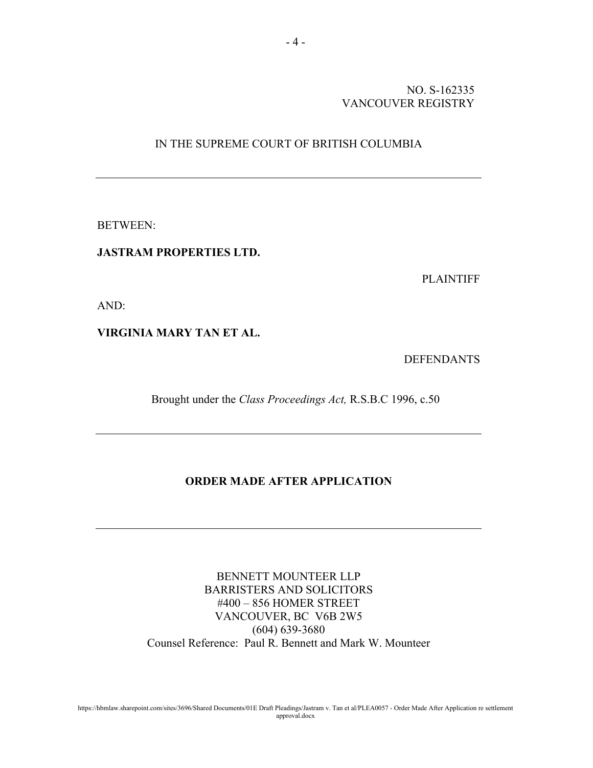NO. S-162335
VANCOUVER REGISTRY

IN THE SUPREME COURT OF BRITISH COLUMBIA

---

BETWEEN:

**JASTRAM PROPERTIES LTD.**

PLAINTIFF

AND:

**VIRGINIA MARY TAN ET AL.**

DEFENDANTS

Brought under the *Class Proceedings Act,* R.S.B.C 1996, c.50

---

**ORDER MADE AFTER APPLICATION**

---

BENNETT MOUNTEER LLP
BARRISTERS AND SOLICITORS
#400 – 856 HOMER STREET
VANCOUVER, BC V6B 2W5
(604) 639-3680
Counsel Reference: Paul R. Bennett and Mark W. Mounteer

https://hbmlaw.sharepoint.com/sites/3696/Shared Documents/01E Draft Pleadings/Jastram v. Tan et al/PLEA0057 - Order Made After Application re settlement approval.docx